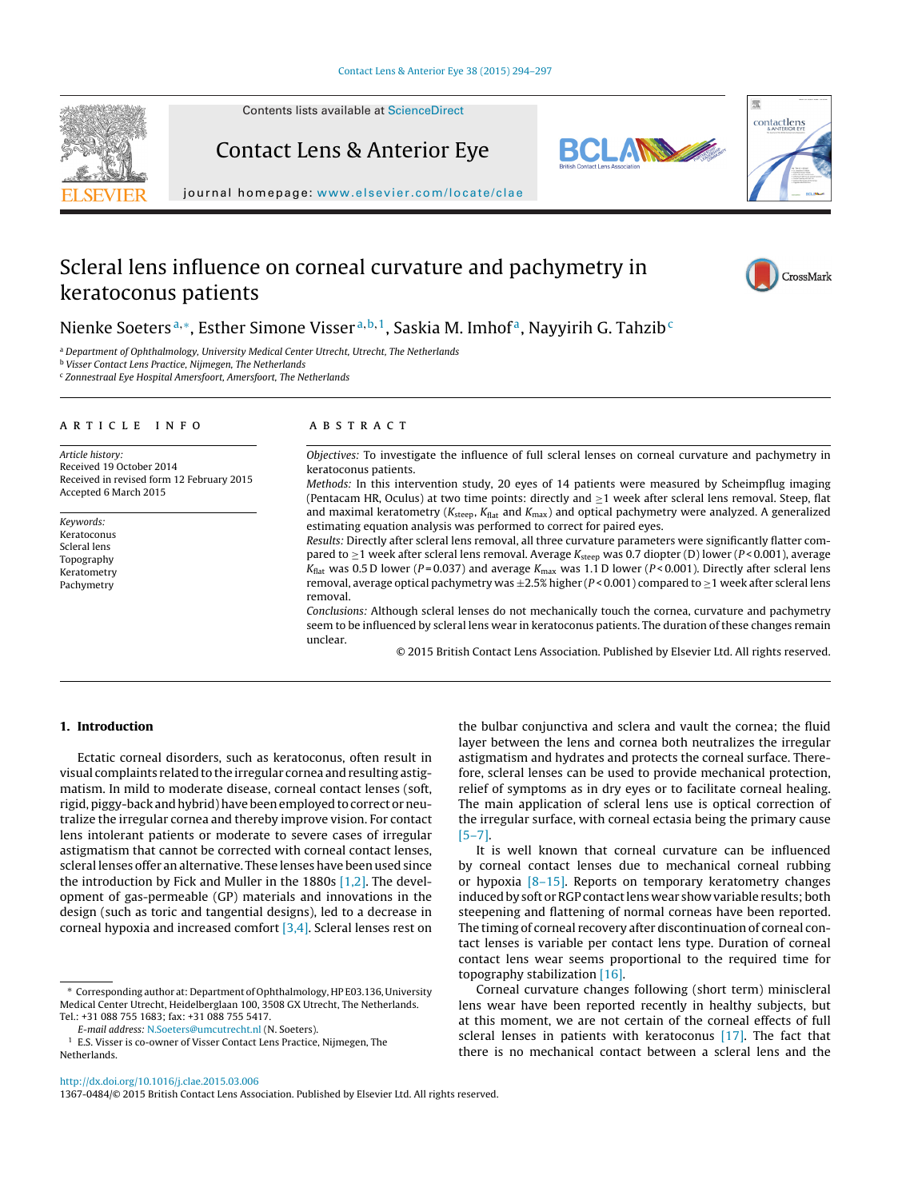# Scleral lens influence on corneal curvature and pachymetry in keratoconus patients

Nienke Soeters [a,*], Esther Simone Visser [a,b,1], Saskia M. Imhof [a], Nayyirih G. Tahzib [c]

[a] Department of Ophthalmology, University Medical Center Utrecht, Utrecht, The Netherlands
[b] Visser Contact Lens Practice, Nijmegen, The Netherlands
[c] Zonnestraal Eye Hospital Amersfoort, Amersfoort, The Netherlands

## ARTICLE INFO

*Article history:*
Received 19 October 2014
Received in revised form 12 February 2015
Accepted 6 March 2015

*Keywords:*
Keratoconus
Scleral lens
Topography
Keratometry
Pachymetry

## ABSTRACT

*Objectives:* To investigate the influence of full scleral lenses on corneal curvature and pachymetry in keratoconus patients.

*Methods:* In this intervention study, 20 eyes of 14 patients were measured by Scheimpflug imaging (Pentacam HR, Oculus) at two time points: directly and ≥1 week after scleral lens removal. Steep, flat and maximal keratometry ($K_{steep}$, $K_{flat}$ and $K_{max}$) and optical pachymetry were analyzed. A generalized estimating equation analysis was performed to correct for paired eyes.

*Results:* Directly after scleral lens removal, all three curvature parameters were significantly flatter compared to ≥1 week after scleral lens removal. Average $K_{steep}$ was 0.7 diopter (D) lower ($P < 0.001$), average $K_{flat}$ was 0.5 D lower ($P = 0.037$) and average $K_{max}$ was 1.1 D lower ($P < 0.001$). Directly after scleral lens removal, average optical pachymetry was ±2.5% higher ($P < 0.001$) compared to ≥1 week after scleral lens removal.

*Conclusions:* Although scleral lenses do not mechanically touch the cornea, curvature and pachymetry seem to be influenced by scleral lens wear in keratoconus patients. The duration of these changes remain unclear.

© 2015 British Contact Lens Association. Published by Elsevier Ltd. All rights reserved.

## 1. Introduction

Ectatic corneal disorders, such as keratoconus, often result in visual complaints related to the irregular cornea and resulting astigmatism. In mild to moderate disease, corneal contact lenses (soft, rigid, piggy-back and hybrid) have been employed to correct or neutralize the irregular cornea and thereby improve vision. For contact lens intolerant patients or moderate to severe cases of irregular astigmatism that cannot be corrected with corneal contact lenses, scleral lenses offer an alternative. These lenses have been used since the introduction by Fick and Muller in the 1880s [1,2]. The development of gas-permeable (GP) materials and innovations in the design (such as toric and tangential designs), led to a decrease in corneal hypoxia and increased comfort [3,4]. Scleral lenses rest on the bulbar conjunctiva and sclera and vault the cornea; the fluid layer between the lens and cornea both neutralizes the irregular astigmatism and hydrates and protects the corneal surface. Therefore, scleral lenses can be used to provide mechanical protection, relief of symptoms as in dry eyes or to facilitate corneal healing. The main application of scleral lens use is optical correction of the irregular surface, with corneal ectasia being the primary cause [5–7].

It is well known that corneal curvature can be influenced by corneal contact lenses due to mechanical corneal rubbing or hypoxia [8–15]. Reports on temporary keratometry changes induced by soft or RGP contact lens wear show variable results; both steepening and flattening of normal corneas have been reported. The timing of corneal recovery after discontinuation of corneal contact lenses is variable per contact lens type. Duration of corneal contact lens wear seems proportional to the required time for topography stabilization [16].

Corneal curvature changes following (short term) miniscleral lens wear have been reported recently in healthy subjects, but at this moment, we are not certain of the corneal effects of full scleral lenses in patients with keratoconus [17]. The fact that there is no mechanical contact between a scleral lens and the

\* Corresponding author at: Department of Ophthalmology, HP E03.136, University Medical Center Utrecht, Heidelberglaan 100, 3508 GX Utrecht, The Netherlands. Tel.: +31 088 755 1683; fax: +31 088 755 5417.
*E-mail address:* N.Soeters@umcutrecht.nl (N. Soeters).
[1] E.S. Visser is co-owner of Visser Contact Lens Practice, Nijmegen, The Netherlands.

http://dx.doi.org/10.1016/j.clae.2015.03.006
1367-0484/© 2015 British Contact Lens Association. Published by Elsevier Ltd. All rights reserved.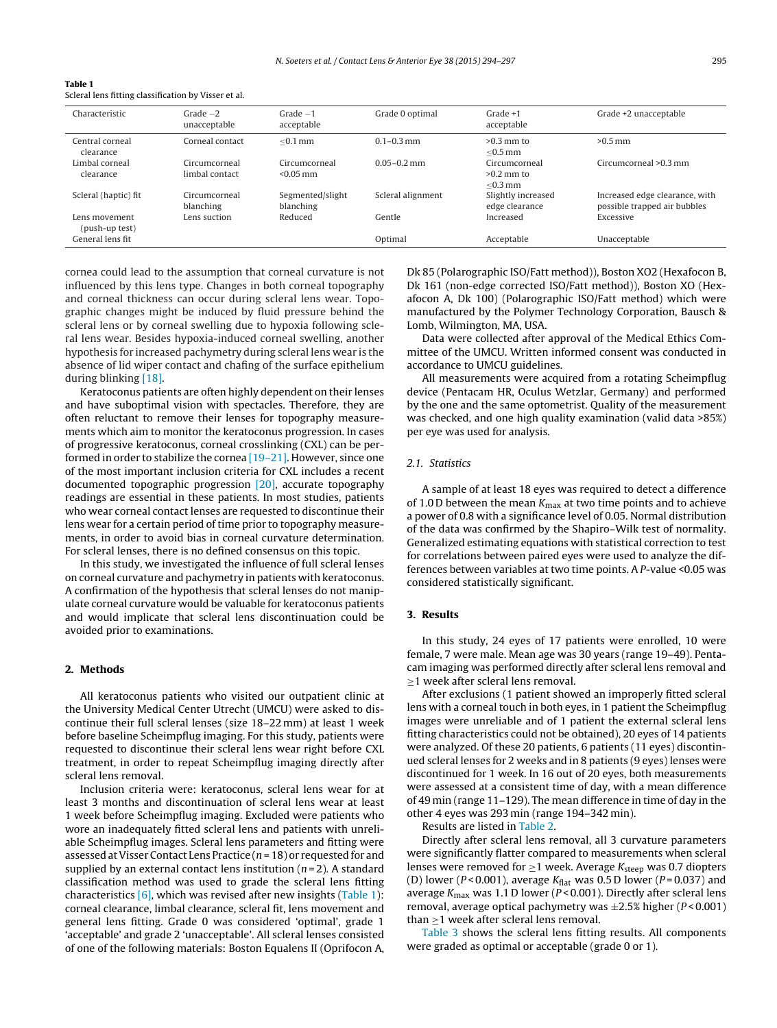**Table 1**
Scleral lens fitting classification by Visser et al.

| Characteristic | Grade −2 unacceptable | Grade −1 acceptable | Grade 0 optimal | Grade +1 acceptable | Grade +2 unacceptable |
|---|---|---|---|---|---|
| Central corneal clearance | Corneal contact | ≤0.1 mm | 0.1–0.3 mm | >0.3 mm to ≤0.5 mm | >0.5 mm |
| Limbal corneal clearance | Circumcorneal limbal contact | Circumcorneal <0.05 mm | 0.05–0.2 mm | Circumcorneal >0.2 mm to ≤0.3 mm | Circumcorneal >0.3 mm |
| Scleral (haptic) fit | Circumcorneal blanching | Segmented/slight blanching | Scleral alignment | Slightly increased edge clearance | Increased edge clearance, with possible trapped air bubbles |
| Lens movement (push-up test) | Lens suction | Reduced | Gentle | Increased | Excessive |
| General lens fit | | | Optimal | Acceptable | Unacceptable |

cornea could lead to the assumption that corneal curvature is not influenced by this lens type. Changes in both corneal topography and corneal thickness can occur during scleral lens wear. Topographic changes might be induced by fluid pressure behind the scleral lens or by corneal swelling due to hypoxia following scleral lens wear. Besides hypoxia-induced corneal swelling, another hypothesis for increased pachymetry during scleral lens wear is the absence of lid wiper contact and chafing of the surface epithelium during blinking [18].

Keratoconus patients are often highly dependent on their lenses and have suboptimal vision with spectacles. Therefore, they are often reluctant to remove their lenses for topography measurements which aim to monitor the keratoconus progression. In cases of progressive keratoconus, corneal crosslinking (CXL) can be performed in order to stabilize the cornea [19–21]. However, since one of the most important inclusion criteria for CXL includes a recent documented topographic progression [20], accurate topography readings are essential in these patients. In most studies, patients who wear corneal contact lenses are requested to discontinue their lens wear for a certain period of time prior to topography measurements, in order to avoid bias in corneal curvature determination. For scleral lenses, there is no defined consensus on this topic.

In this study, we investigated the influence of full scleral lenses on corneal curvature and pachymetry in patients with keratoconus. A confirmation of the hypothesis that scleral lenses do not manipulate corneal curvature would be valuable for keratoconus patients and would implicate that scleral lens discontinuation could be avoided prior to examinations.

## 2. Methods

All keratoconus patients who visited our outpatient clinic at the University Medical Center Utrecht (UMCU) were asked to discontinue their full scleral lenses (size 18–22 mm) at least 1 week before baseline Scheimpflug imaging. For this study, patients were requested to discontinue their scleral lens wear right before CXL treatment, in order to repeat Scheimpflug imaging directly after scleral lens removal.

Inclusion criteria were: keratoconus, scleral lens wear for at least 3 months and discontinuation of scleral lens wear at least 1 week before Scheimpflug imaging. Excluded were patients who wore an inadequately fitted scleral lens and patients with unreliable Scheimpflug images. Scleral lens parameters and fitting were assessed at Visser Contact Lens Practice ($n = 18$) or requested for and supplied by an external contact lens institution ($n = 2$). A standard classification method was used to grade the scleral lens fitting characteristics [6], which was revised after new insights (Table 1): corneal clearance, limbal clearance, scleral fit, lens movement and general lens fitting. Grade 0 was considered 'optimal', grade 1 'acceptable' and grade 2 'unacceptable'. All scleral lenses consisted of one of the following materials: Boston Equalens II (Oprifocon A, Dk 85 (Polarographic ISO/Fatt method)), Boston XO2 (Hexafocon B, Dk 161 (non-edge corrected ISO/Fatt method)), Boston XO (Hexafocon A, Dk 100) (Polarographic ISO/Fatt method) which were manufactured by the Polymer Technology Corporation, Bausch & Lomb, Wilmington, MA, USA.

Data were collected after approval of the Medical Ethics Committee of the UMCU. Written informed consent was conducted in accordance to UMCU guidelines.

All measurements were acquired from a rotating Scheimpflug device (Pentacam HR, Oculus Wetzlar, Germany) and performed by the one and the same optometrist. Quality of the measurement was checked, and one high quality examination (valid data >85%) per eye was used for analysis.

### 2.1. Statistics

A sample of at least 18 eyes was required to detect a difference of 1.0 D between the mean $K_{max}$ at two time points and to achieve a power of 0.8 with a significance level of 0.05. Normal distribution of the data was confirmed by the Shapiro–Wilk test of normality. Generalized estimating equations with statistical correction to test for correlations between paired eyes were used to analyze the differences between variables at two time points. A $P$-value <0.05 was considered statistically significant.

## 3. Results

In this study, 24 eyes of 17 patients were enrolled, 10 were female, 7 were male. Mean age was 30 years (range 19–49). Pentacam imaging was performed directly after scleral lens removal and ≥1 week after scleral lens removal.

After exclusions (1 patient showed an improperly fitted scleral lens with a corneal touch in both eyes, in 1 patient the Scheimpflug images were unreliable and of 1 patient the external scleral lens fitting characteristics could not be obtained), 20 eyes of 14 patients were analyzed. Of these 20 patients, 6 patients (11 eyes) discontinued scleral lenses for 2 weeks and in 8 patients (9 eyes) lenses were discontinued for 1 week. In 16 out of 20 eyes, both measurements were assessed at a consistent time of day, with a mean difference of 49 min (range 11–129). The mean difference in time of day in the other 4 eyes was 293 min (range 194–342 min).

Results are listed in Table 2.

Directly after scleral lens removal, all 3 curvature parameters were significantly flatter compared to measurements when scleral lenses were removed for ≥1 week. Average $K_{steep}$ was 0.7 diopters (D) lower ($P < 0.001$), average $K_{flat}$ was 0.5 D lower ($P = 0.037$) and average $K_{max}$ was 1.1 D lower ($P < 0.001$). Directly after scleral lens removal, average optical pachymetry was ±2.5% higher ($P < 0.001$) than ≥1 week after scleral lens removal.

Table 3 shows the scleral lens fitting results. All components were graded as optimal or acceptable (grade 0 or 1).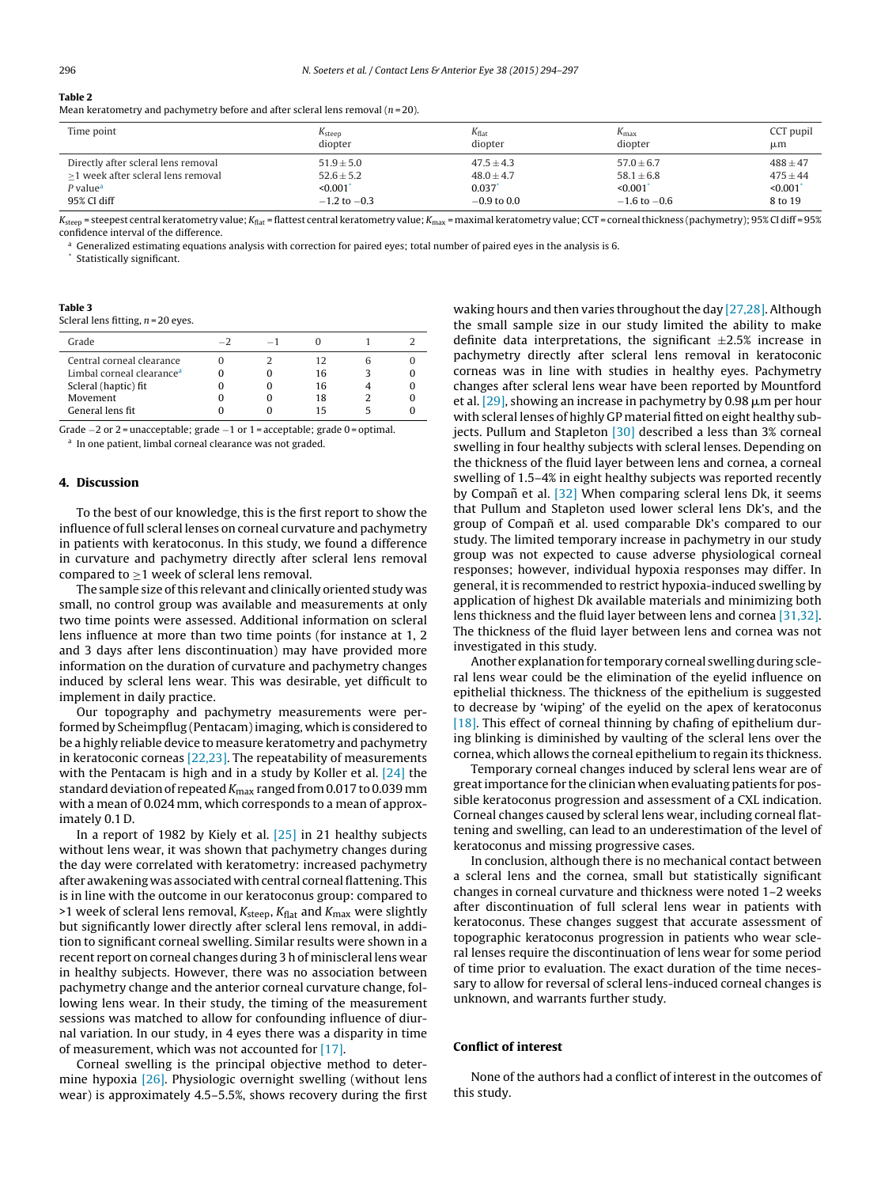**Table 2**
Mean keratometry and pachymetry before and after scleral lens removal ($n = 20$).

| Time point | $K_{steep}$ diopter | $K_{flat}$ diopter | $K_{max}$ diopter | CCT pupil μm |
|---|---|---|---|---|
| Directly after scleral lens removal | 51.9 ± 5.0 | 47.5 ± 4.3 | 57.0 ± 6.7 | 488 ± 47 |
| ≥1 week after scleral lens removal | 52.6 ± 5.2 | 48.0 ± 4.7 | 58.1 ± 6.8 | 475 ± 44 |
| P value[a] | <0.001* | 0.037* | <0.001* | <0.001* |
| 95% CI diff | −1.2 to −0.3 | −0.9 to 0.0 | −1.6 to −0.6 | 8 to 19 |

$K_{steep}$ = steepest central keratometry value; $K_{flat}$ = flattest central keratometry value; $K_{max}$ = maximal keratometry value; CCT = corneal thickness (pachymetry); 95% CI diff = 95% confidence interval of the difference.

[a] Generalized estimating equations analysis with correction for paired eyes; total number of paired eyes in the analysis is 6.

* Statistically significant.

**Table 3**
Scleral lens fitting, $n = 20$ eyes.

| Grade | −2 | −1 | 0 | 1 | 2 |
|---|---|---|---|---|---|
| Central corneal clearance | 0 | 2 | 12 | 6 | 0 |
| Limbal corneal clearance[a] | 0 | 0 | 16 | 3 | 0 |
| Scleral (haptic) fit | 0 | 0 | 16 | 4 | 0 |
| Movement | 0 | 0 | 18 | 2 | 0 |
| General lens fit | 0 | 0 | 15 | 5 | 0 |

Grade −2 or 2 = unacceptable; grade −1 or 1 = acceptable; grade 0 = optimal.

[a] In one patient, limbal corneal clearance was not graded.

## 4. Discussion

To the best of our knowledge, this is the first report to show the influence of full scleral lenses on corneal curvature and pachymetry in patients with keratoconus. In this study, we found a difference in curvature and pachymetry directly after scleral lens removal compared to ≥1 week of scleral lens removal.

The sample size of this relevant and clinically oriented study was small, no control group was available and measurements at only two time points were assessed. Additional information on scleral lens influence at more than two time points (for instance at 1, 2 and 3 days after lens discontinuation) may have provided more information on the duration of curvature and pachymetry changes induced by scleral lens wear. This was desirable, yet difficult to implement in daily practice.

Our topography and pachymetry measurements were performed by Scheimpflug (Pentacam) imaging, which is considered to be a highly reliable device to measure keratometry and pachymetry in keratoconic corneas [22,23]. The repeatability of measurements with the Pentacam is high and in a study by Koller et al. [24] the standard deviation of repeated $K_{max}$ ranged from 0.017 to 0.039 mm with a mean of 0.024 mm, which corresponds to a mean of approximately 0.1 D.

In a report of 1982 by Kiely et al. [25] in 21 healthy subjects without lens wear, it was shown that pachymetry changes during the day were correlated with keratometry: increased pachymetry after awakening was associated with central corneal flattening. This is in line with the outcome in our keratoconus group: compared to >1 week of scleral lens removal, $K_{steep}$, $K_{flat}$ and $K_{max}$ were slightly but significantly lower directly after scleral lens removal, in addition to significant corneal swelling. Similar results were shown in a recent report on corneal changes during 3 h of miniscleral lens wear in healthy subjects. However, there was no association between pachymetry change and the anterior corneal curvature change, following lens wear. In their study, the timing of the measurement sessions was matched to allow for confounding influence of diurnal variation. In our study, in 4 eyes there was a disparity in time of measurement, which was not accounted for [17].

Corneal swelling is the principal objective method to determine hypoxia [26]. Physiologic overnight swelling (without lens wear) is approximately 4.5–5.5%, shows recovery during the first waking hours and then varies throughout the day [27,28]. Although the small sample size in our study limited the ability to make definite data interpretations, the significant ±2.5% increase in pachymetry directly after scleral lens removal in keratoconic corneas was in line with studies in healthy eyes. Pachymetry changes after scleral lens wear have been reported by Mountford et al. [29], showing an increase in pachymetry by 0.98 μm per hour with scleral lenses of highly GP material fitted on eight healthy subjects. Pullum and Stapleton [30] described a less than 3% corneal swelling in four healthy subjects with scleral lenses. Depending on the thickness of the fluid layer between lens and cornea, a corneal swelling of 1.5–4% in eight healthy subjects was reported recently by Compañ et al. [32] When comparing scleral lens Dk, it seems that Pullum and Stapleton used lower scleral lens Dk's, and the group of Compañ et al. used comparable Dk's compared to our study. The limited temporary increase in pachymetry in our study group was not expected to cause adverse physiological corneal responses; however, individual hypoxia responses may differ. In general, it is recommended to restrict hypoxia-induced swelling by application of highest Dk available materials and minimizing both lens thickness and the fluid layer between lens and cornea [31,32]. The thickness of the fluid layer between lens and cornea was not investigated in this study.

Another explanation for temporary corneal swelling during scleral lens wear could be the elimination of the eyelid influence on epithelial thickness. The thickness of the epithelium is suggested to decrease by 'wiping' of the eyelid on the apex of keratoconus [18]. This effect of corneal thinning by chafing of epithelium during blinking is diminished by vaulting of the scleral lens over the cornea, which allows the corneal epithelium to regain its thickness.

Temporary corneal changes induced by scleral lens wear are of great importance for the clinician when evaluating patients for possible keratoconus progression and assessment of a CXL indication. Corneal changes caused by scleral lens wear, including corneal flattening and swelling, can lead to an underestimation of the level of keratoconus and missing progressive cases.

In conclusion, although there is no mechanical contact between a scleral lens and the cornea, small but statistically significant changes in corneal curvature and thickness were noted 1–2 weeks after discontinuation of full scleral lens wear in patients with keratoconus. These changes suggest that accurate assessment of topographic keratoconus progression in patients who wear scleral lenses require the discontinuation of lens wear for some period of time prior to evaluation. The exact duration of the time necessary to allow for reversal of scleral lens-induced corneal changes is unknown, and warrants further study.

## Conflict of interest

None of the authors had a conflict of interest in the outcomes of this study.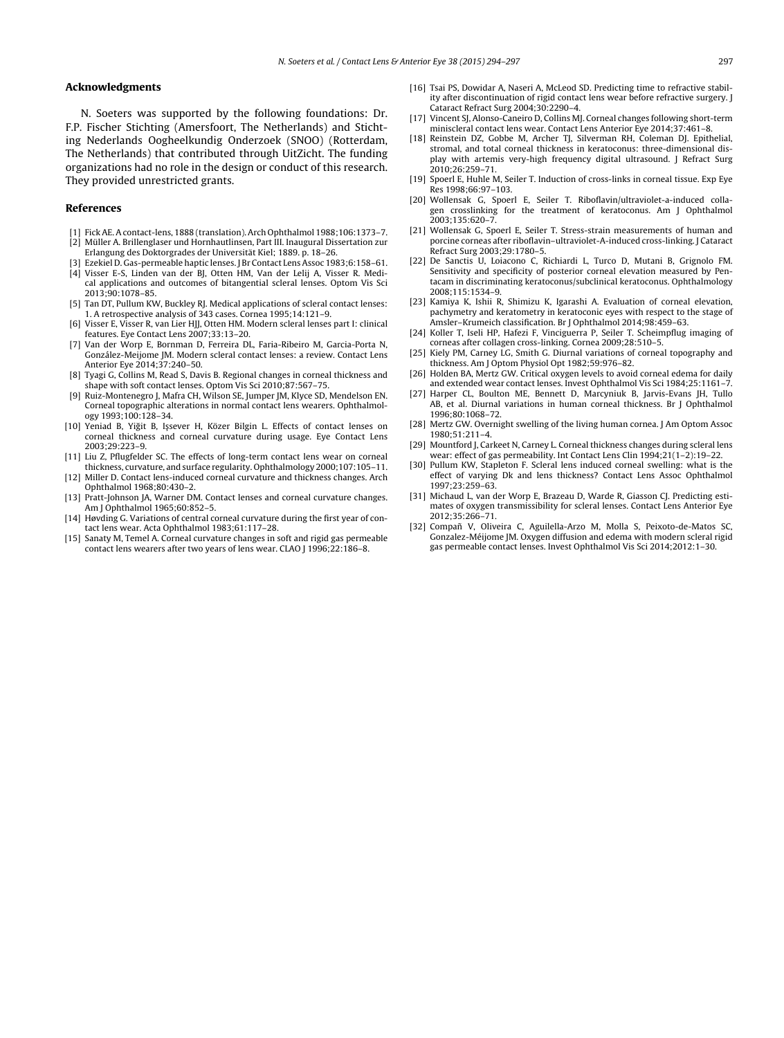## Acknowledgments

N. Soeters was supported by the following foundations: Dr. F.P. Fischer Stichting (Amersfoort, The Netherlands) and Stichting Nederlands Oogheelkundig Onderzoek (SNOO) (Rotterdam, The Netherlands) that contributed through UitZicht. The funding organizations had no role in the design or conduct of this research. They provided unrestricted grants.

## References

[1] Fick AE. A contact-lens, 1888 (translation). Arch Ophthalmol 1988;106:1373–7.

[2] Müller A. Brillenglaser und Hornhautlinsen, Part III. Inaugural Dissertation zur Erlangung des Doktorgrades der Universität Kiel; 1889. p. 18–26.

[3] Ezekiel D. Gas-permeable haptic lenses. J Br Contact Lens Assoc 1983;6:158–61.

[4] Visser E-S, Linden van der BJ, Otten HM, Van der Lelij A, Visser R. Medical applications and outcomes of bitangential scleral lenses. Optom Vis Sci 2013;90:1078–85.

[5] Tan DT, Pullum KW, Buckley RJ. Medical applications of scleral contact lenses: 1. A retrospective analysis of 343 cases. Cornea 1995;14:121–9.

[6] Visser E, Visser R, van Lier HJJ, Otten HM. Modern scleral lenses part I: clinical features. Eye Contact Lens 2007;33:13–20.

[7] Van der Worp E, Bornman D, Ferreira DL, Faria-Ribeiro M, Garcia-Porta N, González-Meijome JM. Modern scleral contact lenses: a review. Contact Lens Anterior Eye 2014;37:240–50.

[8] Tyagi G, Collins M, Read S, Davis B. Regional changes in corneal thickness and shape with soft contact lenses. Optom Vis Sci 2010;87:567–75.

[9] Ruiz-Montenegro J, Mafra CH, Wilson SE, Jumper JM, Klyce SD, Mendelson EN. Corneal topographic alterations in normal contact lens wearers. Ophthalmology 1993;100:128–34.

[10] Yeniad B, Yiğit B, Işsever H, Közer Bilgin L. Effects of contact lenses on corneal thickness and corneal curvature during usage. Eye Contact Lens 2003;29:223–9.

[11] Liu Z, Pflugfelder SC. The effects of long-term contact lens wear on corneal thickness, curvature, and surface regularity. Ophthalmology 2000;107:105–11.

[12] Miller D. Contact lens-induced corneal curvature and thickness changes. Arch Ophthalmol 1968;80:430–2.

[13] Pratt-Johnson JA, Warner DM. Contact lenses and corneal curvature changes. Am J Ophthalmol 1965;60:852–5.

[14] Høvding G. Variations of central corneal curvature during the first year of contact lens wear. Acta Ophthalmol 1983;61:117–28.

[15] Sanaty M, Temel A. Corneal curvature changes in soft and rigid gas permeable contact lens wearers after two years of lens wear. CLAO J 1996;22:186–8.

[16] Tsai PS, Dowidar A, Naseri A, McLeod SD. Predicting time to refractive stability after discontinuation of rigid contact lens wear before refractive surgery. J Cataract Refract Surg 2004;30:2290–4.

[17] Vincent SJ, Alonso-Caneiro D, Collins MJ. Corneal changes following short-term miniscleral contact lens wear. Contact Lens Anterior Eye 2014;37:461–8.

[18] Reinstein DZ, Gobbe M, Archer TJ, Silverman RH, Coleman DJ. Epithelial, stromal, and total corneal thickness in keratoconus: three-dimensional display with artemis very-high frequency digital ultrasound. J Refract Surg 2010;26:259–71.

[19] Spoerl E, Huhle M, Seiler T. Induction of cross-links in corneal tissue. Exp Eye Res 1998;66:97–103.

[20] Wollensak G, Spoerl E, Seiler T. Riboflavin/ultraviolet-a-induced collagen crosslinking for the treatment of keratoconus. Am J Ophthalmol 2003;135:620–7.

[21] Wollensak G, Spoerl E, Seiler T. Stress-strain measurements of human and porcine corneas after riboflavin–ultraviolet-A-induced cross-linking. J Cataract Refract Surg 2003;29:1780–5.

[22] De Sanctis U, Loiacono C, Richiardi L, Turco D, Mutani B, Grignolo FM. Sensitivity and specificity of posterior corneal elevation measured by Pentacam in discriminating keratoconus/subclinical keratoconus. Ophthalmology 2008;115:1534–9.

[23] Kamiya K, Ishii R, Shimizu K, Igarashi A. Evaluation of corneal elevation, pachymetry and keratometry in keratoconic eyes with respect to the stage of Amsler–Krumeich classification. Br J Ophthalmol 2014;98:459–63.

[24] Koller T, Iseli HP, Hafezi F, Vinciguerra P, Seiler T. Scheimpflug imaging of corneas after collagen cross-linking. Cornea 2009;28:510–5.

[25] Kiely PM, Carney LG, Smith G. Diurnal variations of corneal topography and thickness. Am J Optom Physiol Opt 1982;59:976–82.

[26] Holden BA, Mertz GW. Critical oxygen levels to avoid corneal edema for daily and extended wear contact lenses. Invest Ophthalmol Vis Sci 1984;25:1161–7.

[27] Harper CL, Boulton ME, Bennett D, Marcyniuk B, Jarvis-Evans JH, Tullo AB, et al. Diurnal variations in human corneal thickness. Br J Ophthalmol 1996;80:1068–72.

[28] Mertz GW. Overnight swelling of the living human cornea. J Am Optom Assoc 1980;51:211–4.

[29] Mountford J, Carkeet N, Carney L. Corneal thickness changes during scleral lens wear: effect of gas permeability. Int Contact Lens Clin 1994;21(1–2):19–22.

[30] Pullum KW, Stapleton F. Scleral lens induced corneal swelling: what is the effect of varying Dk and lens thickness? Contact Lens Assoc Ophthalmol 1997;23:259–63.

[31] Michaud L, van der Worp E, Brazeau D, Warde R, Giasson CJ. Predicting estimates of oxygen transmissibility for scleral lenses. Contact Lens Anterior Eye 2012;35:266–71.

[32] Compañ V, Oliveira C, Aguilella-Arzo M, Molla S, Peixoto-de-Matos SC, Gonzalez-Méijome JM. Oxygen diffusion and edema with modern scleral rigid gas permeable contact lenses. Invest Ophthalmol Vis Sci 2014;2012:1–30.